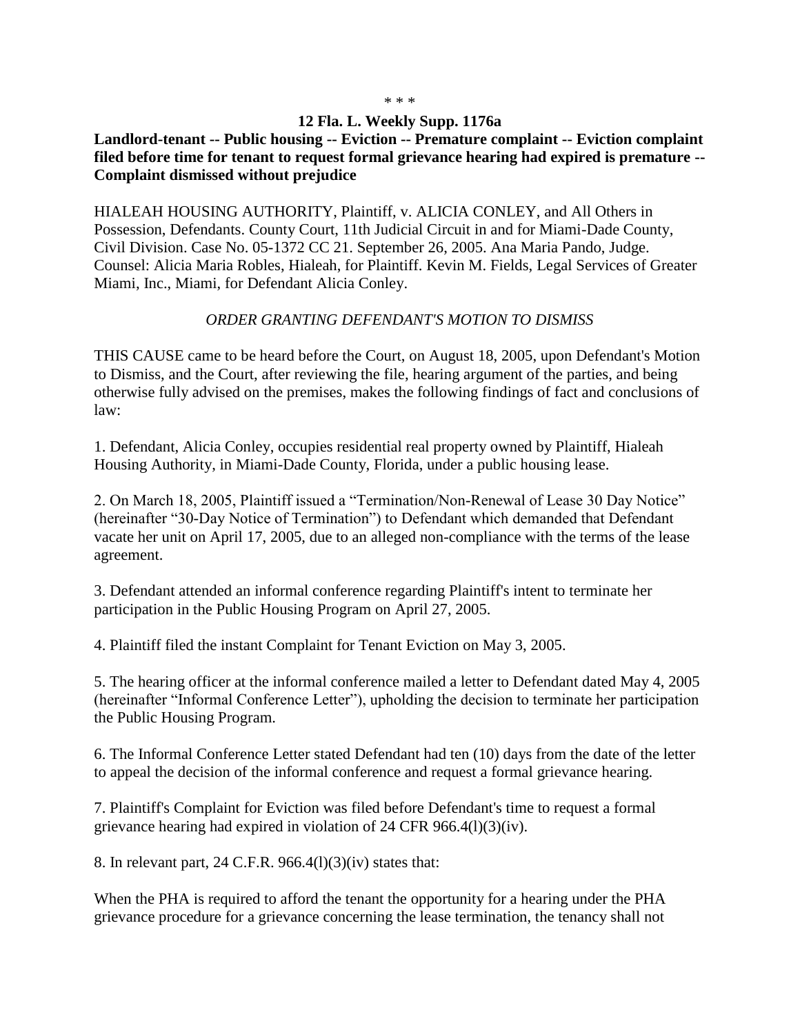\* \* \*

**12 Fla. L. Weekly Supp. 1176a**

**Landlord-tenant -- Public housing -- Eviction -- Premature complaint -- Eviction complaint filed before time for tenant to request formal grievance hearing had expired is premature -- Complaint dismissed without prejudice**

HIALEAH HOUSING AUTHORITY, Plaintiff, v. ALICIA CONLEY, and All Others in Possession, Defendants. County Court, 11th Judicial Circuit in and for Miami-Dade County, Civil Division. Case No. 05-1372 CC 21. September 26, 2005. Ana Maria Pando, Judge. Counsel: Alicia Maria Robles, Hialeah, for Plaintiff. Kevin M. Fields, Legal Services of Greater Miami, Inc., Miami, for Defendant Alicia Conley.

*ORDER GRANTING DEFENDANT'S MOTION TO DISMISS*

THIS CAUSE came to be heard before the Court, on August 18, 2005, upon Defendant's Motion to Dismiss, and the Court, after reviewing the file, hearing argument of the parties, and being otherwise fully advised on the premises, makes the following findings of fact and conclusions of law:

1. Defendant, Alicia Conley, occupies residential real property owned by Plaintiff, Hialeah Housing Authority, in Miami-Dade County, Florida, under a public housing lease.

2. On March 18, 2005, Plaintiff issued a "Termination/Non-Renewal of Lease 30 Day Notice" (hereinafter "30-Day Notice of Termination") to Defendant which demanded that Defendant vacate her unit on April 17, 2005, due to an alleged non-compliance with the terms of the lease agreement.

3. Defendant attended an informal conference regarding Plaintiff's intent to terminate her participation in the Public Housing Program on April 27, 2005.

4. Plaintiff filed the instant Complaint for Tenant Eviction on May 3, 2005.

5. The hearing officer at the informal conference mailed a letter to Defendant dated May 4, 2005 (hereinafter "Informal Conference Letter"), upholding the decision to terminate her participation the Public Housing Program.

6. The Informal Conference Letter stated Defendant had ten (10) days from the date of the letter to appeal the decision of the informal conference and request a formal grievance hearing.

7. Plaintiff's Complaint for Eviction was filed before Defendant's time to request a formal grievance hearing had expired in violation of 24 CFR 966.4(l)(3)(iv).

8. In relevant part, 24 C.F.R. 966.4(l)(3)(iv) states that:

When the PHA is required to afford the tenant the opportunity for a hearing under the PHA grievance procedure for a grievance concerning the lease termination, the tenancy shall not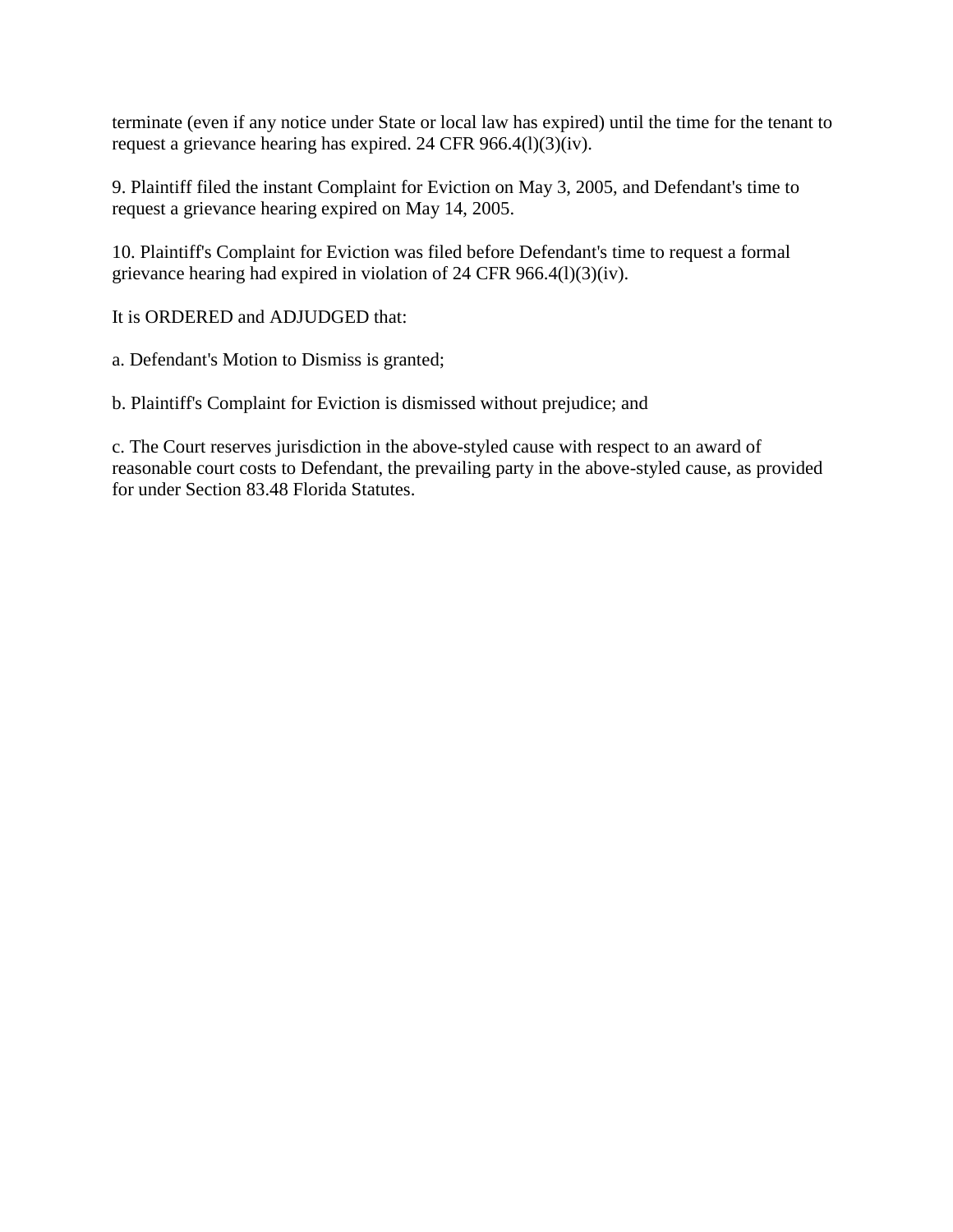terminate (even if any notice under State or local law has expired) until the time for the tenant to request a grievance hearing has expired. 24 CFR 966.4(l)(3)(iv).

9. Plaintiff filed the instant Complaint for Eviction on May 3, 2005, and Defendant's time to request a grievance hearing expired on May 14, 2005.

10. Plaintiff's Complaint for Eviction was filed before Defendant's time to request a formal grievance hearing had expired in violation of 24 CFR 966.4(l)(3)(iv).

It is ORDERED and ADJUDGED that:

a. Defendant's Motion to Dismiss is granted;

b. Plaintiff's Complaint for Eviction is dismissed without prejudice; and

c. The Court reserves jurisdiction in the above-styled cause with respect to an award of reasonable court costs to Defendant, the prevailing party in the above-styled cause, as provided for under Section 83.48 Florida Statutes.